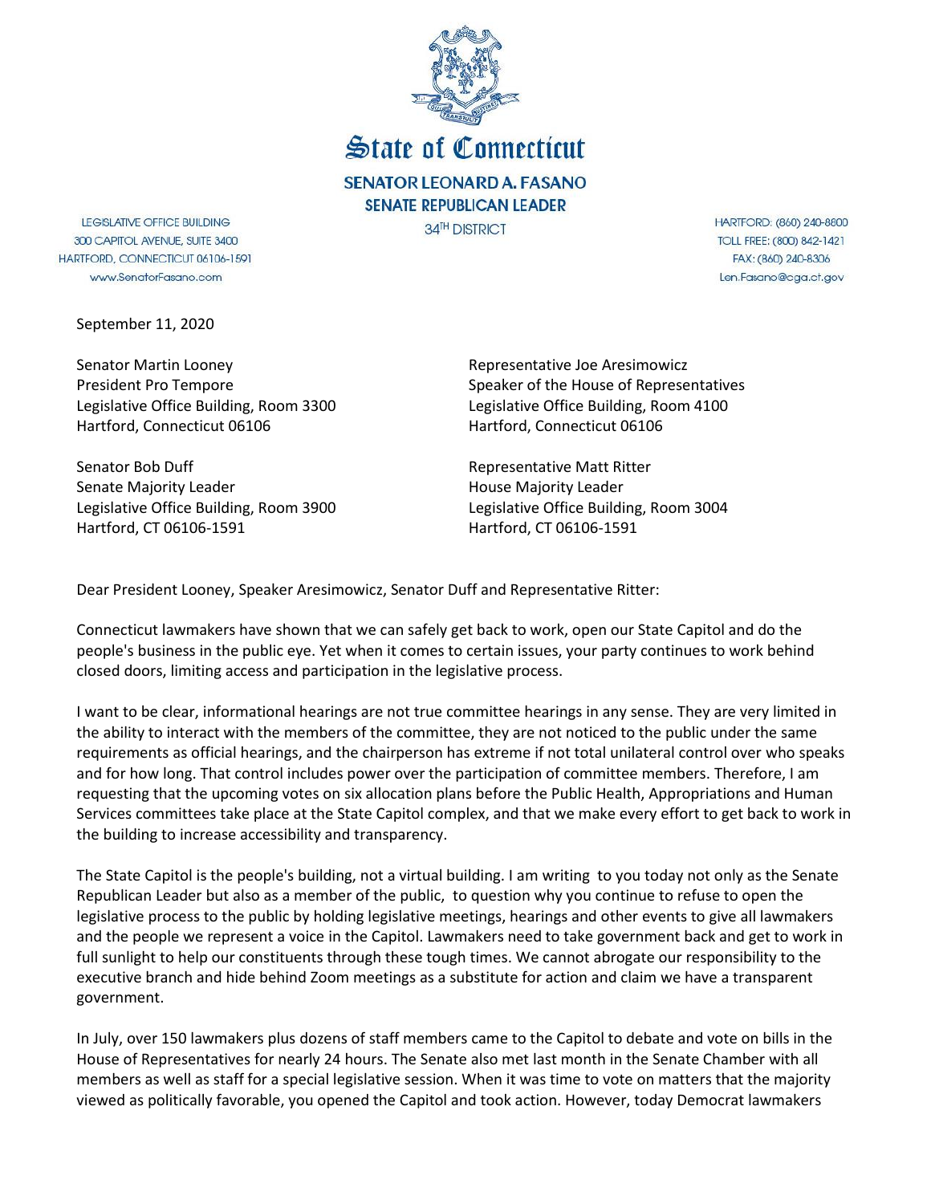# State of Connecticut

**SENATOR LEONARD A. FASANO**
**SENATE REPUBLICAN LEADER**
34[TH] DISTRICT

LEGISLATIVE OFFICE BUILDING
300 CAPITOL AVENUE, SUITE 3400
HARTFORD, CONNECTICUT 06106-1591
www.SenatorFasano.com

HARTFORD: (860) 240-8800
TOLL FREE: (800) 842-1421
FAX: (860) 240-8306
Len.Fasano@cga.ct.gov

September 11, 2020

Senator Martin Looney
President Pro Tempore
Legislative Office Building, Room 3300
Hartford, Connecticut 06106

Representative Joe Aresimowicz
Speaker of the House of Representatives
Legislative Office Building, Room 4100
Hartford, Connecticut 06106

Senator Bob Duff
Senate Majority Leader
Legislative Office Building, Room 3900
Hartford, CT 06106-1591

Representative Matt Ritter
House Majority Leader
Legislative Office Building, Room 3004
Hartford, CT 06106-1591

Dear President Looney, Speaker Aresimowicz, Senator Duff and Representative Ritter:

Connecticut lawmakers have shown that we can safely get back to work, open our State Capitol and do the people's business in the public eye. Yet when it comes to certain issues, your party continues to work behind closed doors, limiting access and participation in the legislative process.

I want to be clear, informational hearings are not true committee hearings in any sense. They are very limited in the ability to interact with the members of the committee, they are not noticed to the public under the same requirements as official hearings, and the chairperson has extreme if not total unilateral control over who speaks and for how long. That control includes power over the participation of committee members. Therefore, I am requesting that the upcoming votes on six allocation plans before the Public Health, Appropriations and Human Services committees take place at the State Capitol complex, and that we make every effort to get back to work in the building to increase accessibility and transparency.

The State Capitol is the people's building, not a virtual building. I am writing to you today not only as the Senate Republican Leader but also as a member of the public, to question why you continue to refuse to open the legislative process to the public by holding legislative meetings, hearings and other events to give all lawmakers and the people we represent a voice in the Capitol. Lawmakers need to take government back and get to work in full sunlight to help our constituents through these tough times. We cannot abrogate our responsibility to the executive branch and hide behind Zoom meetings as a substitute for action and claim we have a transparent government.

In July, over 150 lawmakers plus dozens of staff members came to the Capitol to debate and vote on bills in the House of Representatives for nearly 24 hours. The Senate also met last month in the Senate Chamber with all members as well as staff for a special legislative session. When it was time to vote on matters that the majority viewed as politically favorable, you opened the Capitol and took action. However, today Democrat lawmakers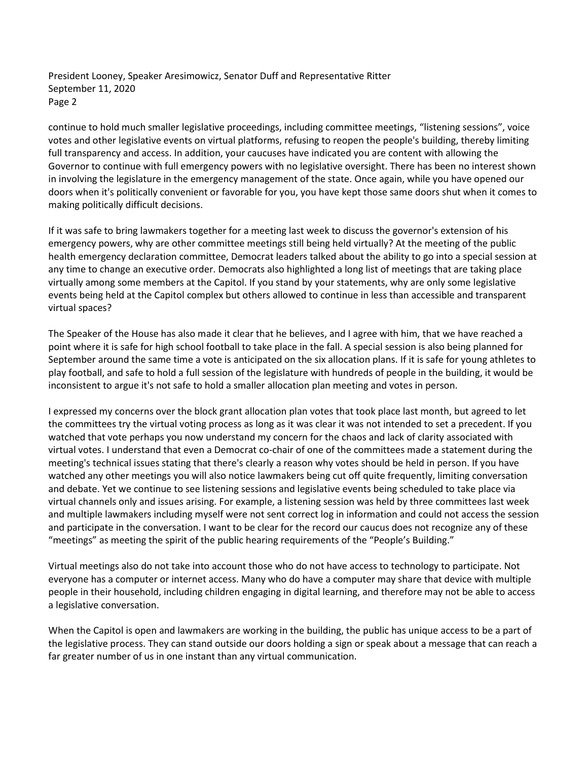continue to hold much smaller legislative proceedings, including committee meetings, "listening sessions", voice votes and other legislative events on virtual platforms, refusing to reopen the people's building, thereby limiting full transparency and access. In addition, your caucuses have indicated you are content with allowing the Governor to continue with full emergency powers with no legislative oversight. There has been no interest shown in involving the legislature in the emergency management of the state. Once again, while you have opened our doors when it's politically convenient or favorable for you, you have kept those same doors shut when it comes to making politically difficult decisions.

If it was safe to bring lawmakers together for a meeting last week to discuss the governor's extension of his emergency powers, why are other committee meetings still being held virtually? At the meeting of the public health emergency declaration committee, Democrat leaders talked about the ability to go into a special session at any time to change an executive order. Democrats also highlighted a long list of meetings that are taking place virtually among some members at the Capitol. If you stand by your statements, why are only some legislative events being held at the Capitol complex but others allowed to continue in less than accessible and transparent virtual spaces?

The Speaker of the House has also made it clear that he believes, and I agree with him, that we have reached a point where it is safe for high school football to take place in the fall. A special session is also being planned for September around the same time a vote is anticipated on the six allocation plans. If it is safe for young athletes to play football, and safe to hold a full session of the legislature with hundreds of people in the building, it would be inconsistent to argue it's not safe to hold a smaller allocation plan meeting and votes in person.

I expressed my concerns over the block grant allocation plan votes that took place last month, but agreed to let the committees try the virtual voting process as long as it was clear it was not intended to set a precedent. If you watched that vote perhaps you now understand my concern for the chaos and lack of clarity associated with virtual votes. I understand that even a Democrat co-chair of one of the committees made a statement during the meeting's technical issues stating that there's clearly a reason why votes should be held in person. If you have watched any other meetings you will also notice lawmakers being cut off quite frequently, limiting conversation and debate. Yet we continue to see listening sessions and legislative events being scheduled to take place via virtual channels only and issues arising. For example, a listening session was held by three committees last week and multiple lawmakers including myself were not sent correct log in information and could not access the session and participate in the conversation. I want to be clear for the record our caucus does not recognize any of these "meetings" as meeting the spirit of the public hearing requirements of the "People's Building."

Virtual meetings also do not take into account those who do not have access to technology to participate. Not everyone has a computer or internet access. Many who do have a computer may share that device with multiple people in their household, including children engaging in digital learning, and therefore may not be able to access a legislative conversation.

When the Capitol is open and lawmakers are working in the building, the public has unique access to be a part of the legislative process. They can stand outside our doors holding a sign or speak about a message that can reach a far greater number of us in one instant than any virtual communication.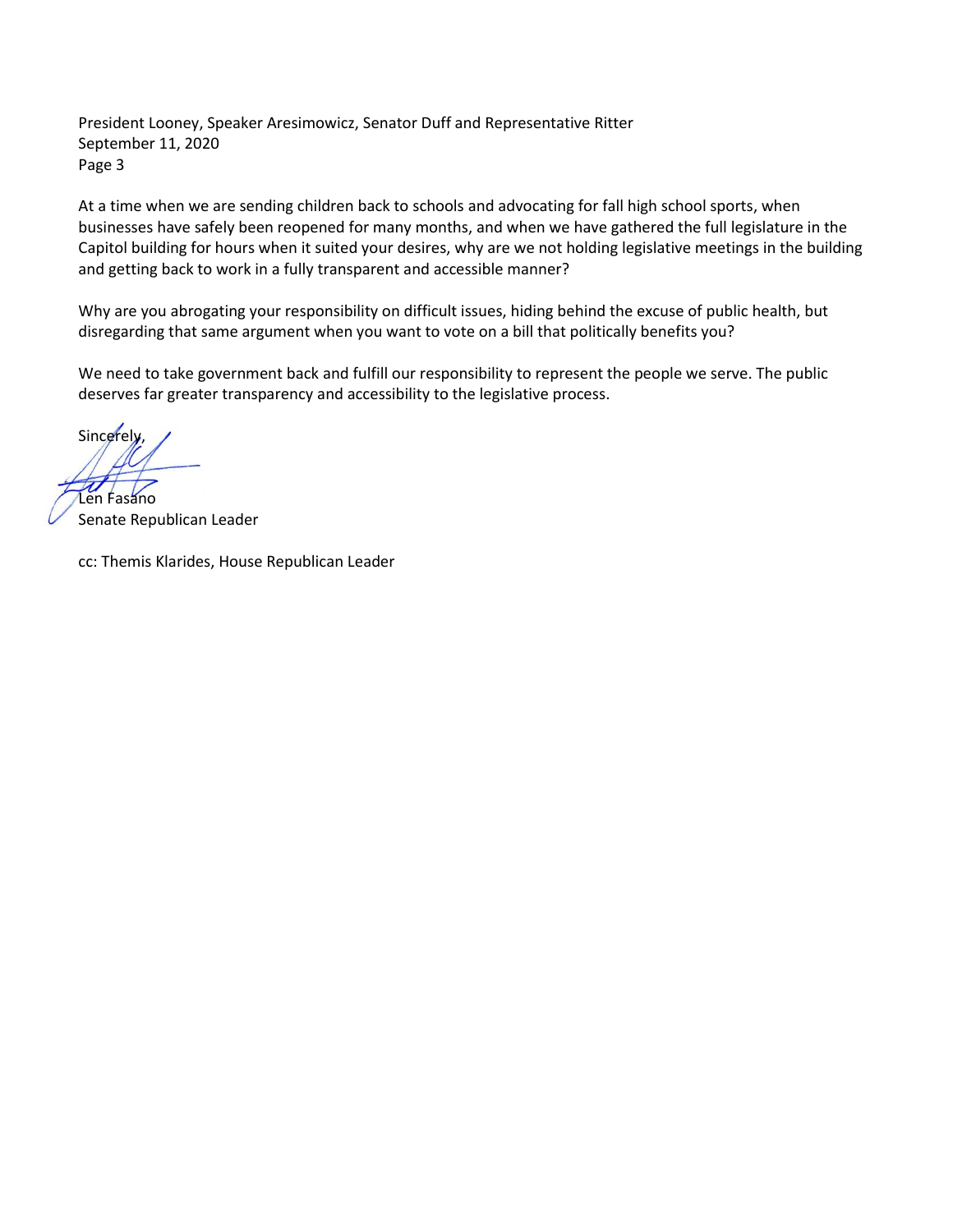At a time when we are sending children back to schools and advocating for fall high school sports, when businesses have safely been reopened for many months, and when we have gathered the full legislature in the Capitol building for hours when it suited your desires, why are we not holding legislative meetings in the building and getting back to work in a fully transparent and accessible manner?

Why are you abrogating your responsibility on difficult issues, hiding behind the excuse of public health, but disregarding that same argument when you want to vote on a bill that politically benefits you?

We need to take government back and fulfill our responsibility to represent the people we serve. The public deserves far greater transparency and accessibility to the legislative process.

Sincerely,

Len Fasano
Senate Republican Leader

cc: Themis Klarides, House Republican Leader